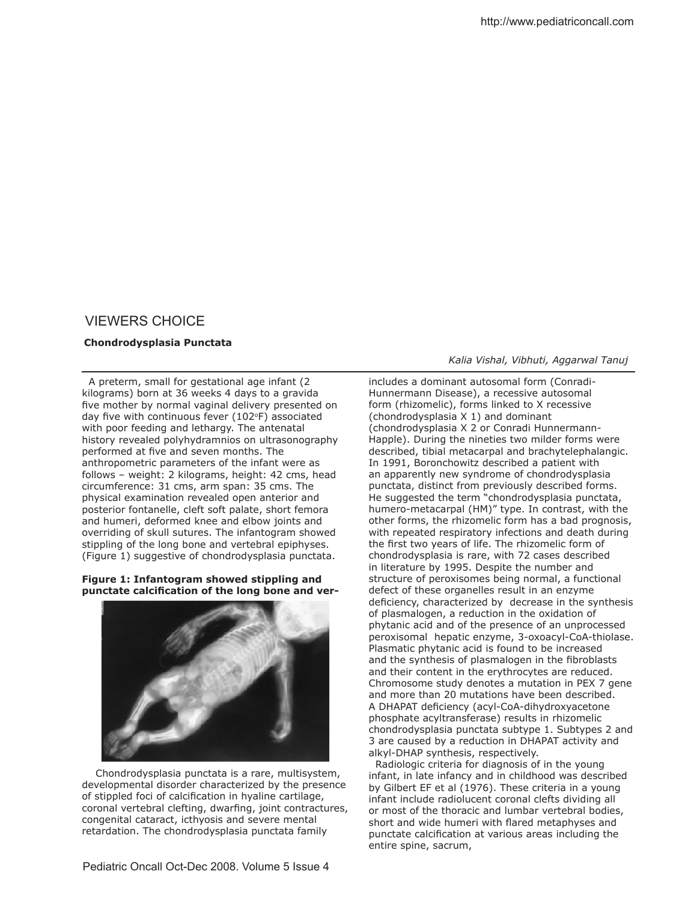## VIEWERS CHOICE

### Chondrodysplasia Punctata

*Kalia Vishal, Vibhuti, Aggarwal Tanuj*

A preterm, small for gestational age infant (2 kilograms) born at 36 weeks 4 days to a gravida five mother by normal vaginal delivery presented on day five with continuous fever (102°F) associated with poor feeding and lethargy. The antenatal history revealed polyhydramnios on ultrasonography performed at five and seven months. The anthropometric parameters of the infant were as follows – weight: 2 kilograms, height: 42 cms, head circumference: 31 cms, arm span: 35 cms. The physical examination revealed open anterior and posterior fontanelle, cleft soft palate, short femora and humeri, deformed knee and elbow joints and overriding of skull sutures. The infantogram showed stippling of the long bone and vertebral epiphyses. (Figure 1) suggestive of chondrodysplasia punctata.

**Figure 1: Infantogram showed stippling and punctate calcification of the long bone and ver-**

Chondrodysplasia punctata is a rare, multisystem, developmental disorder characterized by the presence of stippled foci of calcification in hyaline cartilage, coronal vertebral clefting, dwarfing, joint contractures, congenital cataract, icthyosis and severe mental retardation. The chondrodysplasia punctata family includes a dominant autosomal form (Conradi-Hunnermann Disease), a recessive autosomal form (rhizomelic), forms linked to X recessive (chondrodysplasia X 1) and dominant (chondrodysplasia X 2 or Conradi Hunnermann-Happle). During the nineties two milder forms were described, tibial metacarpal and brachytelephalangic. In 1991, Boronchowitz described a patient with an apparently new syndrome of chondrodysplasia punctata, distinct from previously described forms. He suggested the term "chondrodysplasia punctata, humero-metacarpal (HM)" type. In contrast, with the other forms, the rhizomelic form has a bad prognosis, with repeated respiratory infections and death during the first two years of life. The rhizomelic form of chondrodysplasia is rare, with 72 cases described in literature by 1995. Despite the number and structure of peroxisomes being normal, a functional defect of these organelles result in an enzyme deficiency, characterized by decrease in the synthesis of plasmalogen, a reduction in the oxidation of phytanic acid and of the presence of an unprocessed peroxisomal hepatic enzyme, 3-oxoacyl-CoA-thiolase. Plasmatic phytanic acid is found to be increased and the synthesis of plasmalogen in the fibroblasts and their content in the erythrocytes are reduced. Chromosome study denotes a mutation in PEX 7 gene and more than 20 mutations have been described. A DHAPAT deficiency (acyl-CoA-dihydroxyacetone phosphate acyltransferase) results in rhizomelic chondrodysplasia punctata subtype 1. Subtypes 2 and 3 are caused by a reduction in DHAPAT activity and alkyl-DHAP synthesis, respectively.

Radiologic criteria for diagnosis of in the young infant, in late infancy and in childhood was described by Gilbert EF et al (1976). These criteria in a young infant include radiolucent coronal clefts dividing all or most of the thoracic and lumbar vertebral bodies, short and wide humeri with flared metaphyses and punctate calcification at various areas including the entire spine, sacrum,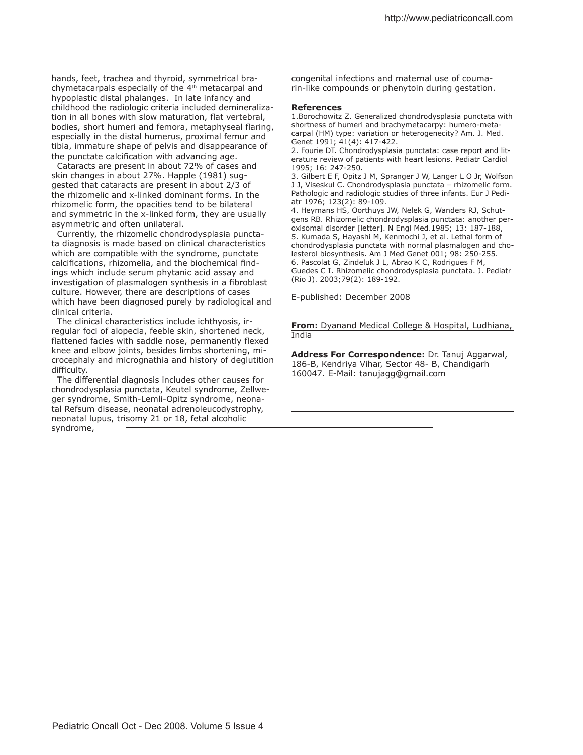hands, feet, trachea and thyroid, symmetrical brachymetacarpals especially of the 4th metacarpal and hypoplastic distal phalanges. In late infancy and childhood the radiologic criteria included demineralization in all bones with slow maturation, flat vertebral, bodies, short humeri and femora, metaphyseal flaring, especially in the distal humerus, proximal femur and tibia, immature shape of pelvis and disappearance of the punctate calcification with advancing age.

Cataracts are present in about 72% of cases and skin changes in about 27%. Happle (1981) suggested that cataracts are present in about 2/3 of the rhizomelic and x-linked dominant forms. In the rhizomelic form, the opacities tend to be bilateral and symmetric in the x-linked form, they are usually asymmetric and often unilateral.

Currently, the rhizomelic chondrodysplasia punctata diagnosis is made based on clinical characteristics which are compatible with the syndrome, punctate calcifications, rhizomelia, and the biochemical findings which include serum phytanic acid assay and investigation of plasmalogen synthesis in a fibroblast culture. However, there are descriptions of cases which have been diagnosed purely by radiological and clinical criteria.

The clinical characteristics include ichthyosis, irregular foci of alopecia, feeble skin, shortened neck, flattened facies with saddle nose, permanently flexed knee and elbow joints, besides limbs shortening, microcephaly and micrognathia and history of deglutition difficulty.

The differential diagnosis includes other causes for chondrodysplasia punctata, Keutel syndrome, Zellweger syndrome, Smith-Lemli-Opitz syndrome, neonatal Refsum disease, neonatal adrenoleucodystrophy, neonatal lupus, trisomy 21 or 18, fetal alcoholic syndrome, congenital infections and maternal use of coumarin-like compounds or phenytoin during gestation.

**References**

1.Borochowitz Z. Generalized chondrodysplasia punctata with shortness of humeri and brachymetacarpy: humero-metacarpal (HM) type: variation or heterogenecity? Am. J. Med. Genet 1991; 41(4): 417-422.
2. Fourie DT. Chondrodysplasia punctata: case report and literature review of patients with heart lesions. Pediatr Cardiol 1995; 16: 247-250.
3. Gilbert E F, Opitz J M, Spranger J W, Langer L O Jr, Wolfson J J, Viseskul C. Chondrodysplasia punctata – rhizomelic form. Pathologic and radiologic studies of three infants. Eur J Pediatr 1976; 123(2): 89-109.
4. Heymans HS, Oorthuys JW, Nelek G, Wanders RJ, Schutgens RB. Rhizomelic chondrodysplasia punctata: another peroxisomal disorder [letter]. N Engl Med.1985; 13: 187-188,
5. Kumada S, Hayashi M, Kenmochi J, et al. Lethal form of chondrodysplasia punctata with normal plasmalogen and cholesterol biosynthesis. Am J Med Genet 001; 98: 250-255.
6. Pascolat G, Zindeluk J L, Abrao K C, Rodrigues F M, Guedes C I. Rhizomelic chondrodysplasia punctata. J. Pediatr (Rio J). 2003;79(2): 189-192.

E-published: December 2008

**From:** Dyanand Medical College & Hospital, Ludhiana, India

**Address For Correspondence:** Dr. Tanuj Aggarwal, 186-B, Kendriya Vihar, Sector 48- B, Chandigarh 160047. E-Mail: tanujagg@gmail.com